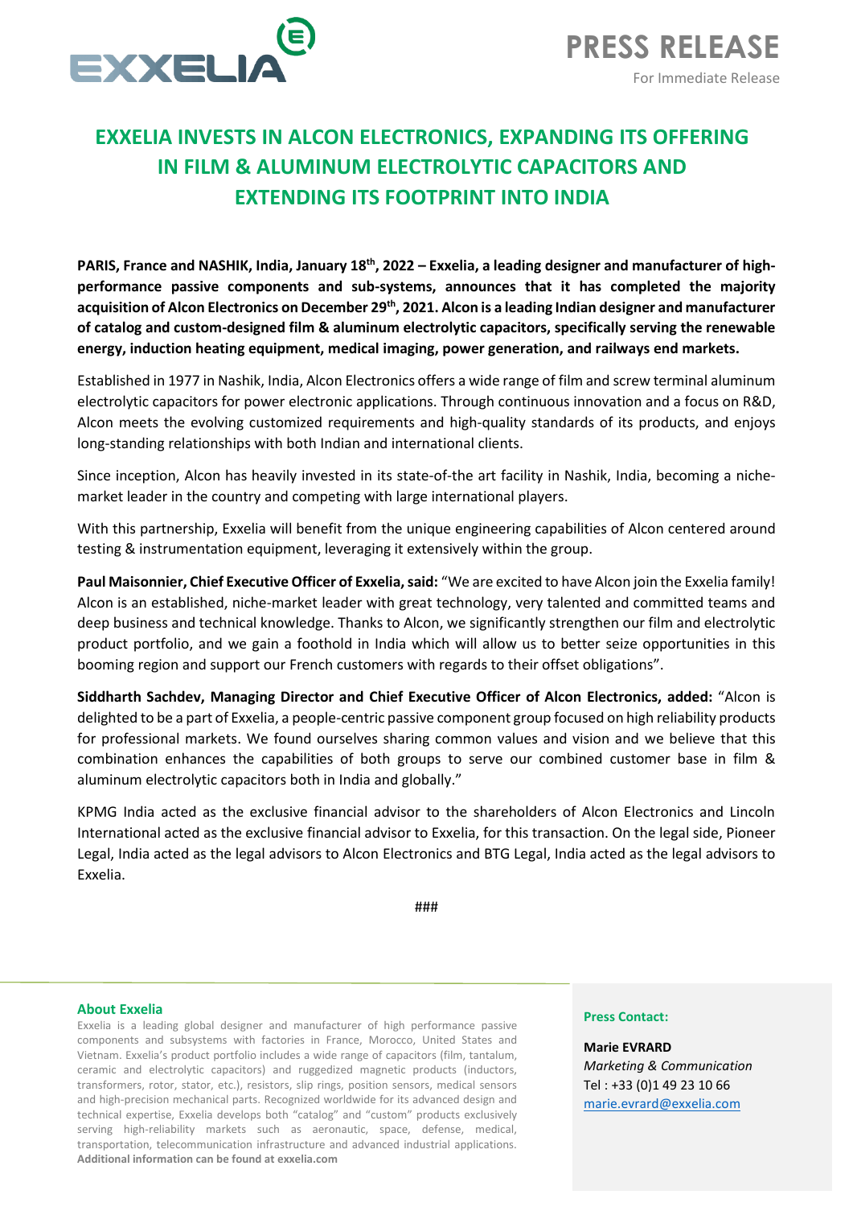# PRESS RELEASE

For Immediate Release

## EXXELIA INVESTS IN ALCON ELECTRONICS, EXPANDING ITS OFFERING IN FILM & ALUMINUM ELECTROLYTIC CAPACITORS AND EXTENDING ITS FOOTPRINT INTO INDIA

**PARIS, France and NASHIK, India, January 18th, 2022 – Exxelia, a leading designer and manufacturer of high-performance passive components and sub-systems, announces that it has completed the majority acquisition of Alcon Electronics on December 29th, 2021. Alcon is a leading Indian designer and manufacturer of catalog and custom-designed film & aluminum electrolytic capacitors, specifically serving the renewable energy, induction heating equipment, medical imaging, power generation, and railways end markets.**

Established in 1977 in Nashik, India, Alcon Electronics offers a wide range of film and screw terminal aluminum electrolytic capacitors for power electronic applications. Through continuous innovation and a focus on R&D, Alcon meets the evolving customized requirements and high-quality standards of its products, and enjoys long-standing relationships with both Indian and international clients.

Since inception, Alcon has heavily invested in its state-of-the art facility in Nashik, India, becoming a niche-market leader in the country and competing with large international players.

With this partnership, Exxelia will benefit from the unique engineering capabilities of Alcon centered around testing & instrumentation equipment, leveraging it extensively within the group.

**Paul Maisonnier, Chief Executive Officer of Exxelia, said:** "We are excited to have Alcon join the Exxelia family! Alcon is an established, niche-market leader with great technology, very talented and committed teams and deep business and technical knowledge. Thanks to Alcon, we significantly strengthen our film and electrolytic product portfolio, and we gain a foothold in India which will allow us to better seize opportunities in this booming region and support our French customers with regards to their offset obligations".

**Siddharth Sachdev, Managing Director and Chief Executive Officer of Alcon Electronics, added:** "Alcon is delighted to be a part of Exxelia, a people-centric passive component group focused on high reliability products for professional markets. We found ourselves sharing common values and vision and we believe that this combination enhances the capabilities of both groups to serve our combined customer base in film & aluminum electrolytic capacitors both in India and globally."

KPMG India acted as the exclusive financial advisor to the shareholders of Alcon Electronics and Lincoln International acted as the exclusive financial advisor to Exxelia, for this transaction. On the legal side, Pioneer Legal, India acted as the legal advisors to Alcon Electronics and BTG Legal, India acted as the legal advisors to Exxelia.

###

### About Exxelia

Exxelia is a leading global designer and manufacturer of high performance passive components and subsystems with factories in France, Morocco, United States and Vietnam. Exxelia's product portfolio includes a wide range of capacitors (film, tantalum, ceramic and electrolytic capacitors) and ruggedized magnetic products (inductors, transformers, rotor, stator, etc.), resistors, slip rings, position sensors, medical sensors and high-precision mechanical parts. Recognized worldwide for its advanced design and technical expertise, Exxelia develops both "catalog" and "custom" products exclusively serving high-reliability markets such as aeronautic, space, defense, medical, transportation, telecommunication infrastructure and advanced industrial applications. **Additional information can be found at exxelia.com**

### Press Contact:

**Marie EVRARD**
*Marketing & Communication*
Tel : +33 (0)1 49 23 10 66
marie.evrard@exxelia.com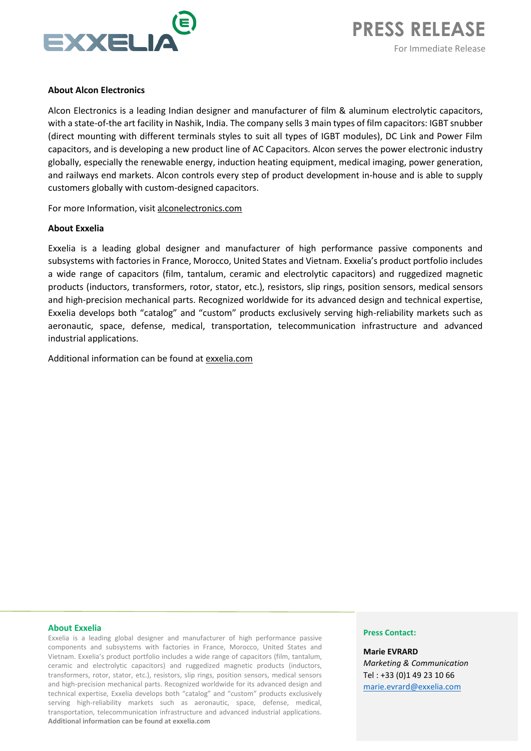**About Alcon Electronics**

Alcon Electronics is a leading Indian designer and manufacturer of film & aluminum electrolytic capacitors, with a state-of-the art facility in Nashik, India. The company sells 3 main types of film capacitors: IGBT snubber (direct mounting with different terminals styles to suit all types of IGBT modules), DC Link and Power Film capacitors, and is developing a new product line of AC Capacitors. Alcon serves the power electronic industry globally, especially the renewable energy, induction heating equipment, medical imaging, power generation, and railways end markets. Alcon controls every step of product development in-house and is able to supply customers globally with custom-designed capacitors.

For more Information, visit alconelectronics.com

**About Exxelia**

Exxelia is a leading global designer and manufacturer of high performance passive components and subsystems with factories in France, Morocco, United States and Vietnam. Exxelia's product portfolio includes a wide range of capacitors (film, tantalum, ceramic and electrolytic capacitors) and ruggedized magnetic products (inductors, transformers, rotor, stator, etc.), resistors, slip rings, position sensors, medical sensors and high-precision mechanical parts. Recognized worldwide for its advanced design and technical expertise, Exxelia develops both "catalog" and "custom" products exclusively serving high-reliability markets such as aeronautic, space, defense, medical, transportation, telecommunication infrastructure and advanced industrial applications.

Additional information can be found at exxelia.com

**Press Contact:**

**Marie EVRARD**
*Marketing & Communication*
Tel : +33 (0)1 49 23 10 66
marie.evrard@exxelia.com